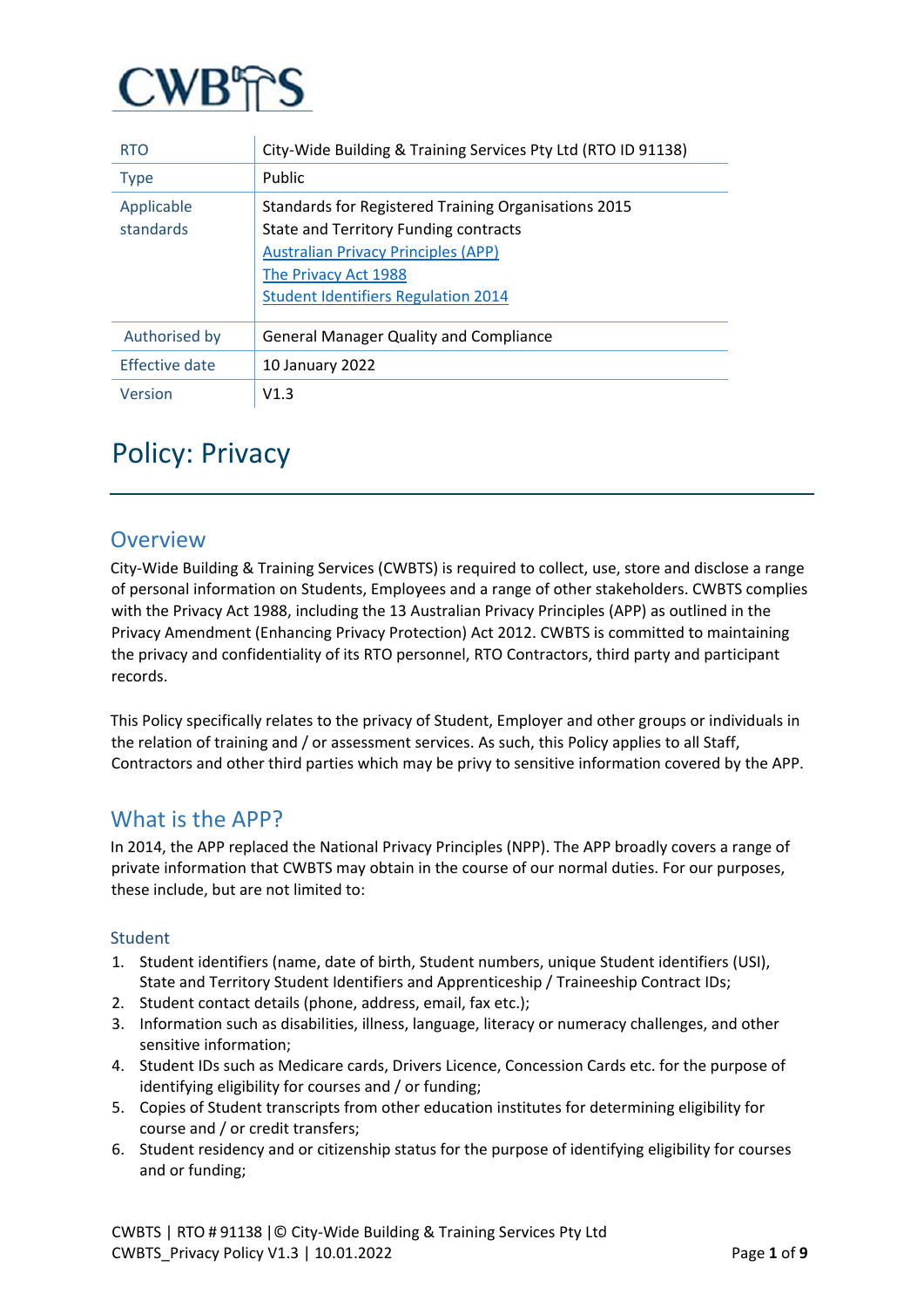CWBTS

| RTO | City-Wide Building & Training Services Pty Ltd (RTO ID 91138) |
|---|---|
| Type | Public |
| Applicable standards | Standards for Registered Training Organisations 2015<br>State and Territory Funding contracts<br>Australian Privacy Principles (APP)<br>The Privacy Act 1988<br>Student Identifiers Regulation 2014 |
| Authorised by | General Manager Quality and Compliance |
| Effective date | 10 January 2022 |
| Version | V1.3 |

# Policy: Privacy

## Overview

City-Wide Building & Training Services (CWBTS) is required to collect, use, store and disclose a range of personal information on Students, Employees and a range of other stakeholders. CWBTS complies with the Privacy Act 1988, including the 13 Australian Privacy Principles (APP) as outlined in the Privacy Amendment (Enhancing Privacy Protection) Act 2012. CWBTS is committed to maintaining the privacy and confidentiality of its RTO personnel, RTO Contractors, third party and participant records.

This Policy specifically relates to the privacy of Student, Employer and other groups or individuals in the relation of training and / or assessment services. As such, this Policy applies to all Staff, Contractors and other third parties which may be privy to sensitive information covered by the APP.

## What is the APP?

In 2014, the APP replaced the National Privacy Principles (NPP). The APP broadly covers a range of private information that CWBTS may obtain in the course of our normal duties. For our purposes, these include, but are not limited to:

### Student

1. Student identifiers (name, date of birth, Student numbers, unique Student identifiers (USI), State and Territory Student Identifiers and Apprenticeship / Traineeship Contract IDs;
2. Student contact details (phone, address, email, fax etc.);
3. Information such as disabilities, illness, language, literacy or numeracy challenges, and other sensitive information;
4. Student IDs such as Medicare cards, Drivers Licence, Concession Cards etc. for the purpose of identifying eligibility for courses and / or funding;
5. Copies of Student transcripts from other education institutes for determining eligibility for course and / or credit transfers;
6. Student residency and or citizenship status for the purpose of identifying eligibility for courses and or funding;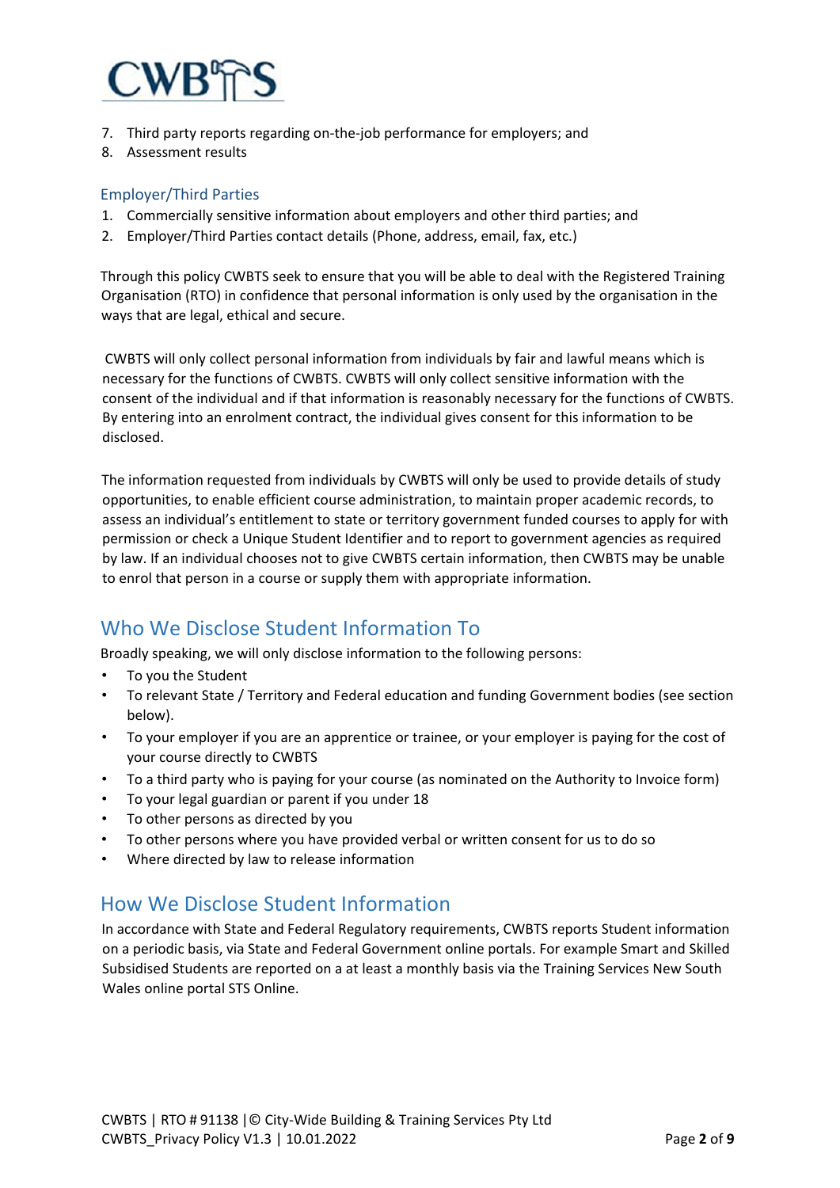7. Third party reports regarding on-the-job performance for employers; and
8. Assessment results

### Employer/Third Parties

1. Commercially sensitive information about employers and other third parties; and
2. Employer/Third Parties contact details (Phone, address, email, fax, etc.)

Through this policy CWBTS seek to ensure that you will be able to deal with the Registered Training Organisation (RTO) in confidence that personal information is only used by the organisation in the ways that are legal, ethical and secure.

CWBTS will only collect personal information from individuals by fair and lawful means which is necessary for the functions of CWBTS. CWBTS will only collect sensitive information with the consent of the individual and if that information is reasonably necessary for the functions of CWBTS. By entering into an enrolment contract, the individual gives consent for this information to be disclosed.

The information requested from individuals by CWBTS will only be used to provide details of study opportunities, to enable efficient course administration, to maintain proper academic records, to assess an individual's entitlement to state or territory government funded courses to apply for with permission or check a Unique Student Identifier and to report to government agencies as required by law. If an individual chooses not to give CWBTS certain information, then CWBTS may be unable to enrol that person in a course or supply them with appropriate information.

## Who We Disclose Student Information To

Broadly speaking, we will only disclose information to the following persons:

- To you the Student
- To relevant State / Territory and Federal education and funding Government bodies (see section below).
- To your employer if you are an apprentice or trainee, or your employer is paying for the cost of your course directly to CWBTS
- To a third party who is paying for your course (as nominated on the Authority to Invoice form)
- To your legal guardian or parent if you under 18
- To other persons as directed by you
- To other persons where you have provided verbal or written consent for us to do so
- Where directed by law to release information

## How We Disclose Student Information

In accordance with State and Federal Regulatory requirements, CWBTS reports Student information on a periodic basis, via State and Federal Government online portals. For example Smart and Skilled Subsidised Students are reported on a at least a monthly basis via the Training Services New South Wales online portal STS Online.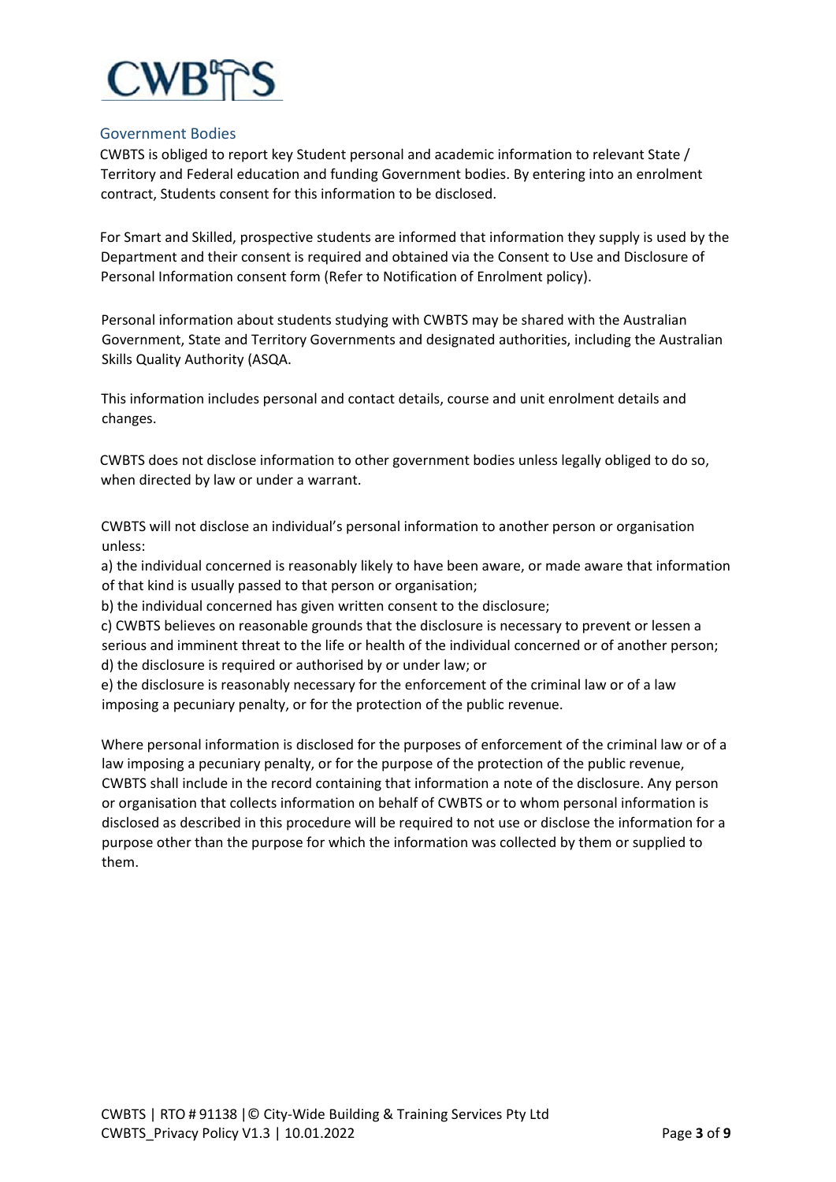## Government Bodies

CWBTS is obliged to report key Student personal and academic information to relevant State / Territory and Federal education and funding Government bodies. By entering into an enrolment contract, Students consent for this information to be disclosed.

For Smart and Skilled, prospective students are informed that information they supply is used by the Department and their consent is required and obtained via the Consent to Use and Disclosure of Personal Information consent form (Refer to Notification of Enrolment policy).

Personal information about students studying with CWBTS may be shared with the Australian Government, State and Territory Governments and designated authorities, including the Australian Skills Quality Authority (ASQA.

This information includes personal and contact details, course and unit enrolment details and changes.

CWBTS does not disclose information to other government bodies unless legally obliged to do so, when directed by law or under a warrant.

CWBTS will not disclose an individual's personal information to another person or organisation unless:

a) the individual concerned is reasonably likely to have been aware, or made aware that information of that kind is usually passed to that person or organisation;
b) the individual concerned has given written consent to the disclosure;
c) CWBTS believes on reasonable grounds that the disclosure is necessary to prevent or lessen a serious and imminent threat to the life or health of the individual concerned or of another person;
d) the disclosure is required or authorised by or under law; or
e) the disclosure is reasonably necessary for the enforcement of the criminal law or of a law imposing a pecuniary penalty, or for the protection of the public revenue.

Where personal information is disclosed for the purposes of enforcement of the criminal law or of a law imposing a pecuniary penalty, or for the purpose of the protection of the public revenue, CWBTS shall include in the record containing that information a note of the disclosure. Any person or organisation that collects information on behalf of CWBTS or to whom personal information is disclosed as described in this procedure will be required to not use or disclose the information for a purpose other than the purpose for which the information was collected by them or supplied to them.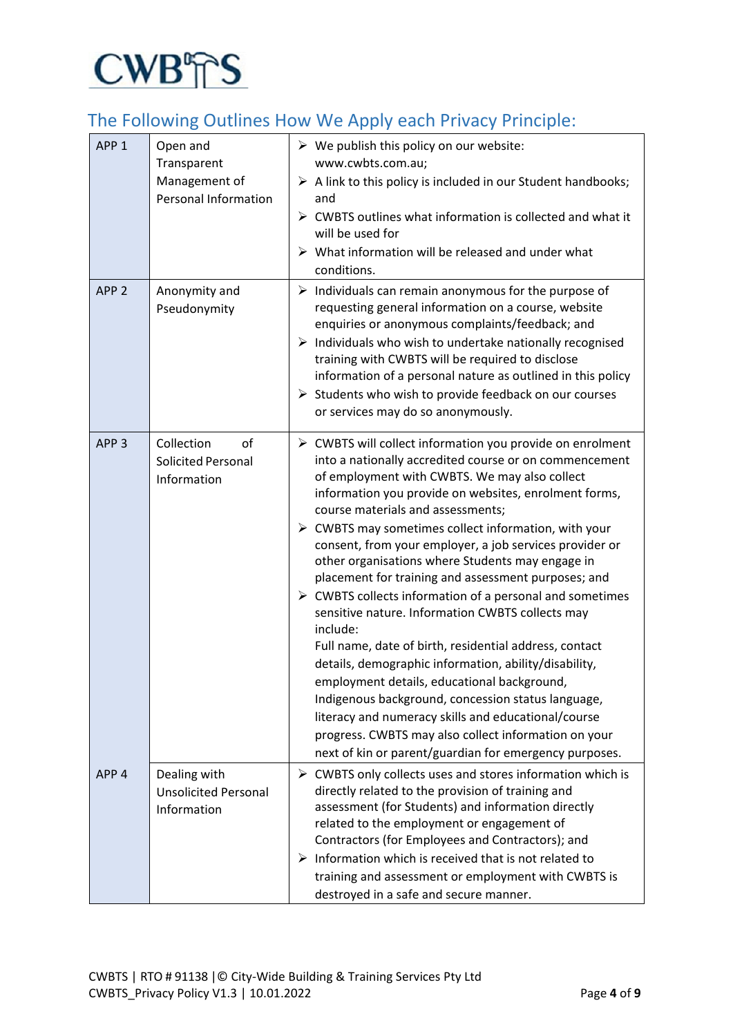## The Following Outlines How We Apply each Privacy Principle:

| APP 1 | Open and Transparent Management of Personal Information | ➢ We publish this policy on our website: www.cwbts.com.au;<br>➢ A link to this policy is included in our Student handbooks; and<br>➢ CWBTS outlines what information is collected and what it will be used for<br>➢ What information will be released and under what conditions. |
|---|---|---|
| APP 2 | Anonymity and Pseudonymity | ➢ Individuals can remain anonymous for the purpose of requesting general information on a course, website enquiries or anonymous complaints/feedback; and<br>➢ Individuals who wish to undertake nationally recognised training with CWBTS will be required to disclose information of a personal nature as outlined in this policy<br>➢ Students who wish to provide feedback on our courses or services may do so anonymously. |
| APP 3 | Collection of Solicited Personal Information | ➢ CWBTS will collect information you provide on enrolment into a nationally accredited course or on commencement of employment with CWBTS. We may also collect information you provide on websites, enrolment forms, course materials and assessments;<br>➢ CWBTS may sometimes collect information, with your consent, from your employer, a job services provider or other organisations where Students may engage in placement for training and assessment purposes; and<br>➢ CWBTS collects information of a personal and sometimes sensitive nature. Information CWBTS collects may include:<br>Full name, date of birth, residential address, contact details, demographic information, ability/disability, employment details, educational background, Indigenous background, concession status language, literacy and numeracy skills and educational/course progress. CWBTS may also collect information on your next of kin or parent/guardian for emergency purposes. |
| APP 4 | Dealing with Unsolicited Personal Information | ➢ CWBTS only collects uses and stores information which is directly related to the provision of training and assessment (for Students) and information directly related to the employment or engagement of Contractors (for Employees and Contractors); and<br>➢ Information which is received that is not related to training and assessment or employment with CWBTS is destroyed in a safe and secure manner. |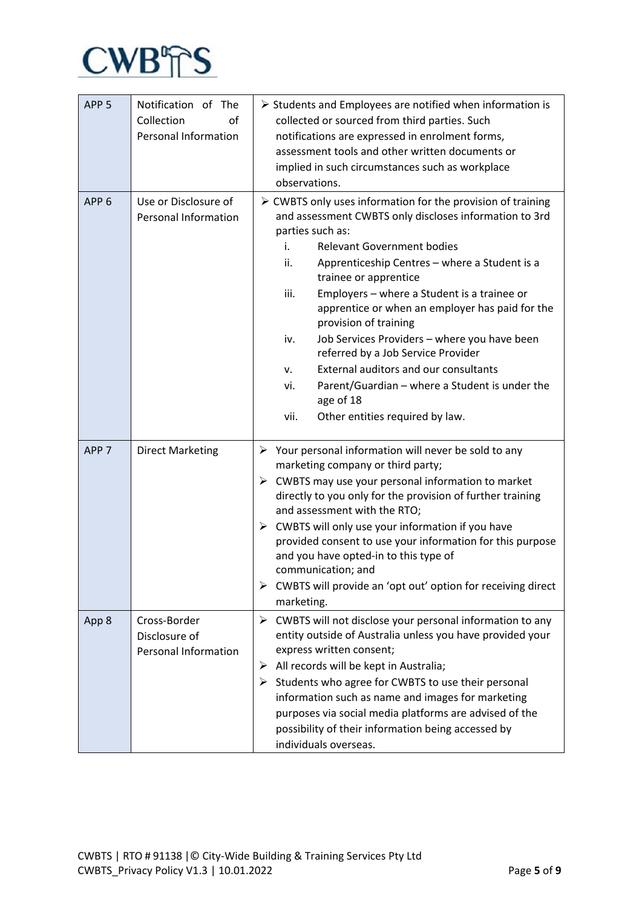| APP 5 | Notification of The Collection of Personal Information | ➢ Students and Employees are notified when information is collected or sourced from third parties. Such notifications are expressed in enrolment forms, assessment tools and other written documents or implied in such circumstances such as workplace observations. |
|---|---|---|
| APP 6 | Use or Disclosure of Personal Information | ➢ CWBTS only uses information for the provision of training and assessment CWBTS only discloses information to 3rd parties such as:<br>i. Relevant Government bodies<br>ii. Apprenticeship Centres – where a Student is a trainee or apprentice<br>iii. Employers – where a Student is a trainee or apprentice or when an employer has paid for the provision of training<br>iv. Job Services Providers – where you have been referred by a Job Service Provider<br>v. External auditors and our consultants<br>vi. Parent/Guardian – where a Student is under the age of 18<br>vii. Other entities required by law. |
| APP 7 | Direct Marketing | ➢ Your personal information will never be sold to any marketing company or third party;<br>➢ CWBTS may use your personal information to market directly to you only for the provision of further training and assessment with the RTO;<br>➢ CWBTS will only use your information if you have provided consent to use your information for this purpose and you have opted-in to this type of communication; and<br>➢ CWBTS will provide an 'opt out' option for receiving direct marketing. |
| App 8 | Cross-Border Disclosure of Personal Information | ➢ CWBTS will not disclose your personal information to any entity outside of Australia unless you have provided your express written consent;<br>➢ All records will be kept in Australia;<br>➢ Students who agree for CWBTS to use their personal information such as name and images for marketing purposes via social media platforms are advised of the possibility of their information being accessed by individuals overseas. |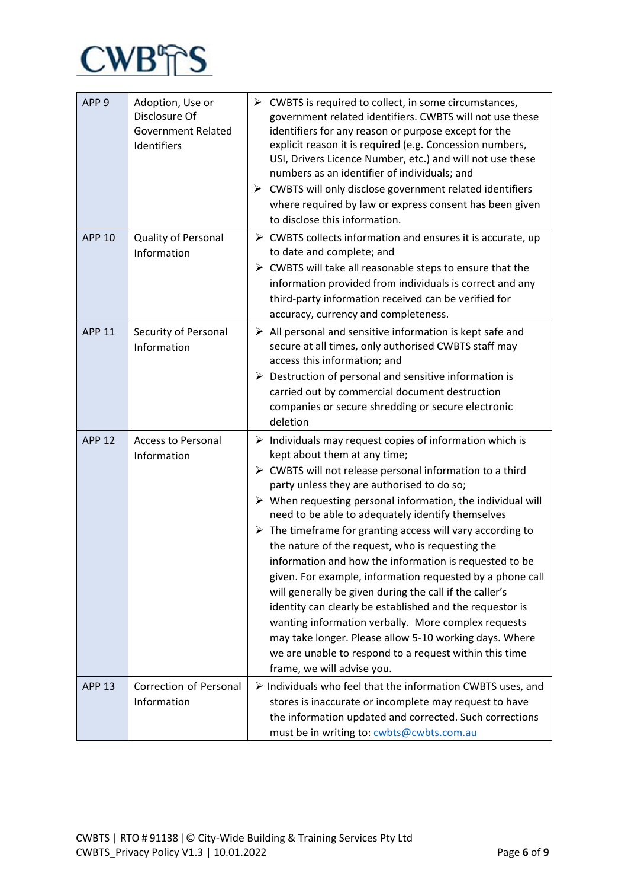| | | |
|---|---|---|
| APP 9 | Adoption, Use or Disclosure Of Government Related Identifiers | ➢ CWBTS is required to collect, in some circumstances, government related identifiers. CWBTS will not use these identifiers for any reason or purpose except for the explicit reason it is required (e.g. Concession numbers, USI, Drivers Licence Number, etc.) and will not use these numbers as an identifier of individuals; and<br>➢ CWBTS will only disclose government related identifiers where required by law or express consent has been given to disclose this information. |
| APP 10 | Quality of Personal Information | ➢ CWBTS collects information and ensures it is accurate, up to date and complete; and<br>➢ CWBTS will take all reasonable steps to ensure that the information provided from individuals is correct and any third-party information received can be verified for accuracy, currency and completeness. |
| APP 11 | Security of Personal Information | ➢ All personal and sensitive information is kept safe and secure at all times, only authorised CWBTS staff may access this information; and<br>➢ Destruction of personal and sensitive information is carried out by commercial document destruction companies or secure shredding or secure electronic deletion |
| APP 12 | Access to Personal Information | ➢ Individuals may request copies of information which is kept about them at any time;<br>➢ CWBTS will not release personal information to a third party unless they are authorised to do so;<br>➢ When requesting personal information, the individual will need to be able to adequately identify themselves<br>➢ The timeframe for granting access will vary according to the nature of the request, who is requesting the information and how the information is requested to be given. For example, information requested by a phone call will generally be given during the call if the caller's identity can clearly be established and the requestor is wanting information verbally. More complex requests may take longer. Please allow 5-10 working days. Where we are unable to respond to a request within this time frame, we will advise you. |
| APP 13 | Correction of Personal Information | ➢ Individuals who feel that the information CWBTS uses, and stores is inaccurate or incomplete may request to have the information updated and corrected. Such corrections must be in writing to: cwbts@cwbts.com.au |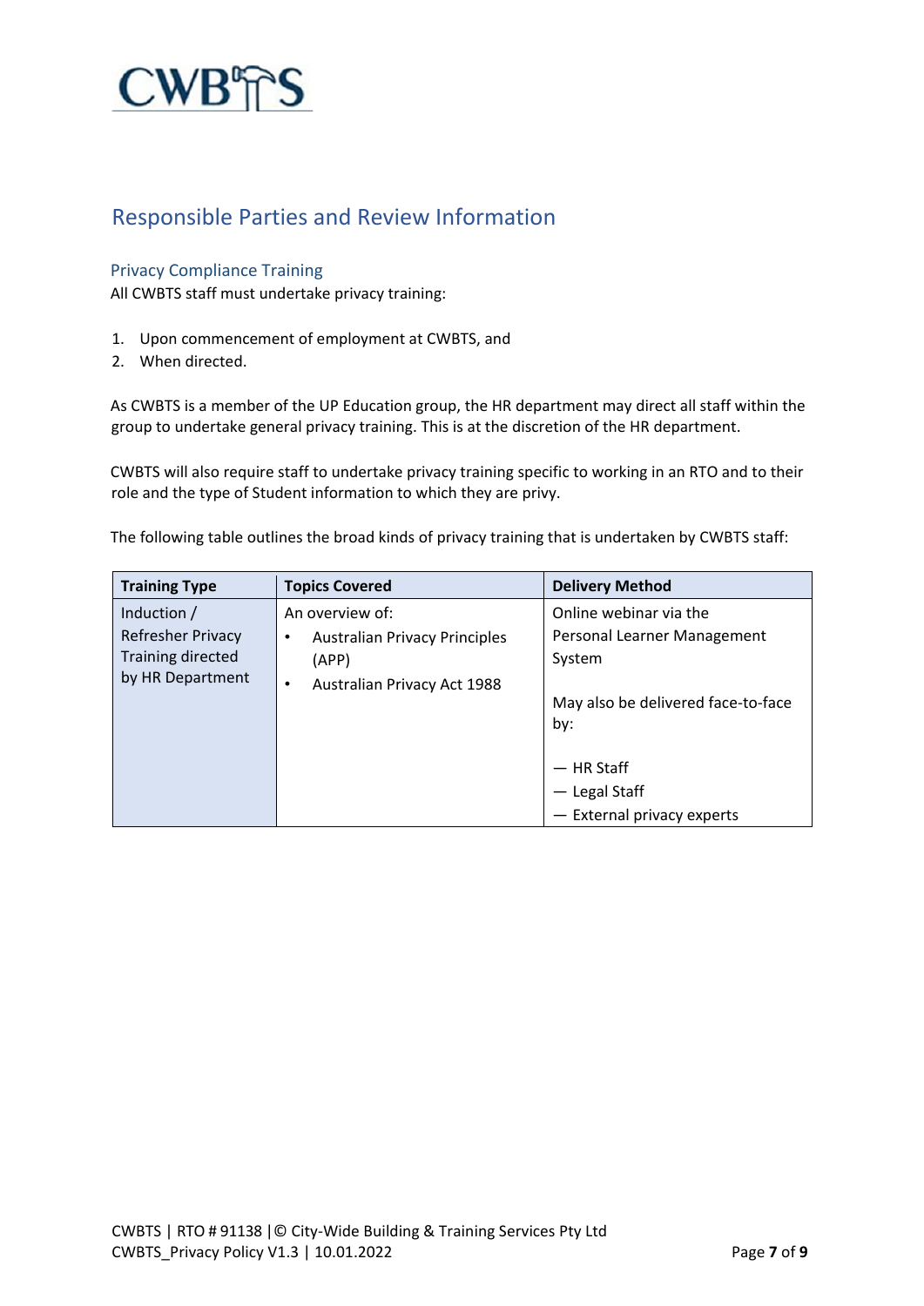## Responsible Parties and Review Information

### Privacy Compliance Training

All CWBTS staff must undertake privacy training:

1. Upon commencement of employment at CWBTS, and
2. When directed.

As CWBTS is a member of the UP Education group, the HR department may direct all staff within the group to undertake general privacy training. This is at the discretion of the HR department.

CWBTS will also require staff to undertake privacy training specific to working in an RTO and to their role and the type of Student information to which they are privy.

The following table outlines the broad kinds of privacy training that is undertaken by CWBTS staff:

| Training Type | Topics Covered | Delivery Method |
|---|---|---|
| Induction / Refresher Privacy Training directed by HR Department | An overview of:<br>• Australian Privacy Principles (APP)<br>• Australian Privacy Act 1988 | Online webinar via the Personal Learner Management System<br><br>May also be delivered face-to-face by:<br><br>— HR Staff<br>— Legal Staff<br>— External privacy experts |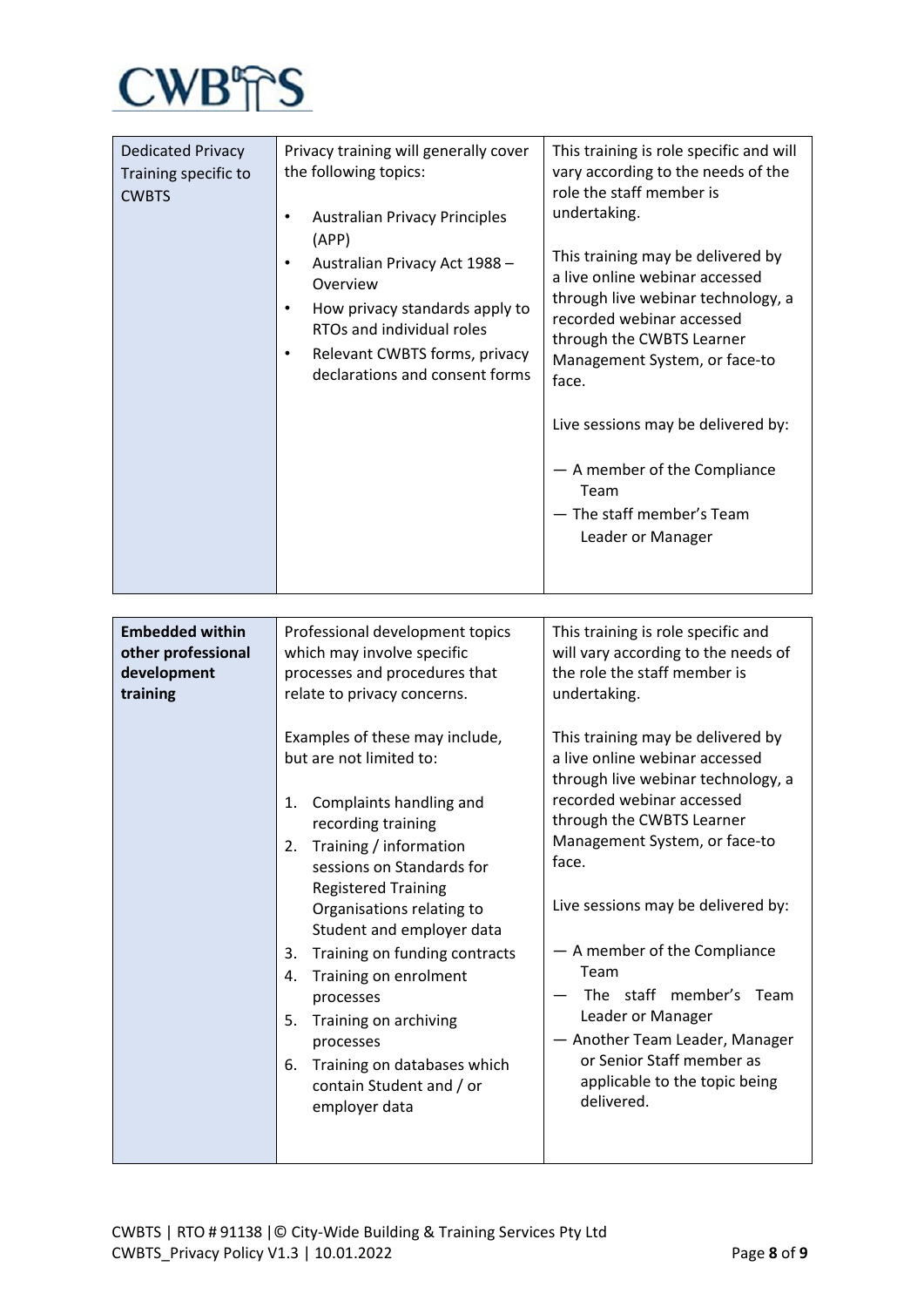| Dedicated Privacy Training specific to CWBTS | Privacy training will generally cover the following topics:<br><br>• Australian Privacy Principles (APP)<br>• Australian Privacy Act 1988 – Overview<br>• How privacy standards apply to RTOs and individual roles<br>• Relevant CWBTS forms, privacy declarations and consent forms | This training is role specific and will vary according to the needs of the role the staff member is undertaking.<br><br>This training may be delivered by a live online webinar accessed through live webinar technology, a recorded webinar accessed through the CWBTS Learner Management System, or face-to face.<br><br>Live sessions may be delivered by:<br><br>— A member of the Compliance Team<br>— The staff member's Team Leader or Manager |
|---|---|---|

| **Embedded within other professional development training** | Professional development topics which may involve specific processes and procedures that relate to privacy concerns.<br><br>Examples of these may include, but are not limited to:<br><br>1. Complaints handling and recording training<br>2. Training / information sessions on Standards for Registered Training Organisations relating to Student and employer data<br>3. Training on funding contracts<br>4. Training on enrolment processes<br>5. Training on archiving processes<br>6. Training on databases which contain Student and / or employer data | This training is role specific and will vary according to the needs of the role the staff member is undertaking.<br><br>This training may be delivered by a live online webinar accessed through live webinar technology, a recorded webinar accessed through the CWBTS Learner Management System, or face-to face.<br><br>Live sessions may be delivered by:<br><br>— A member of the Compliance Team<br>— The staff member's Team Leader or Manager<br>— Another Team Leader, Manager or Senior Staff member as applicable to the topic being delivered. |
|---|---|---|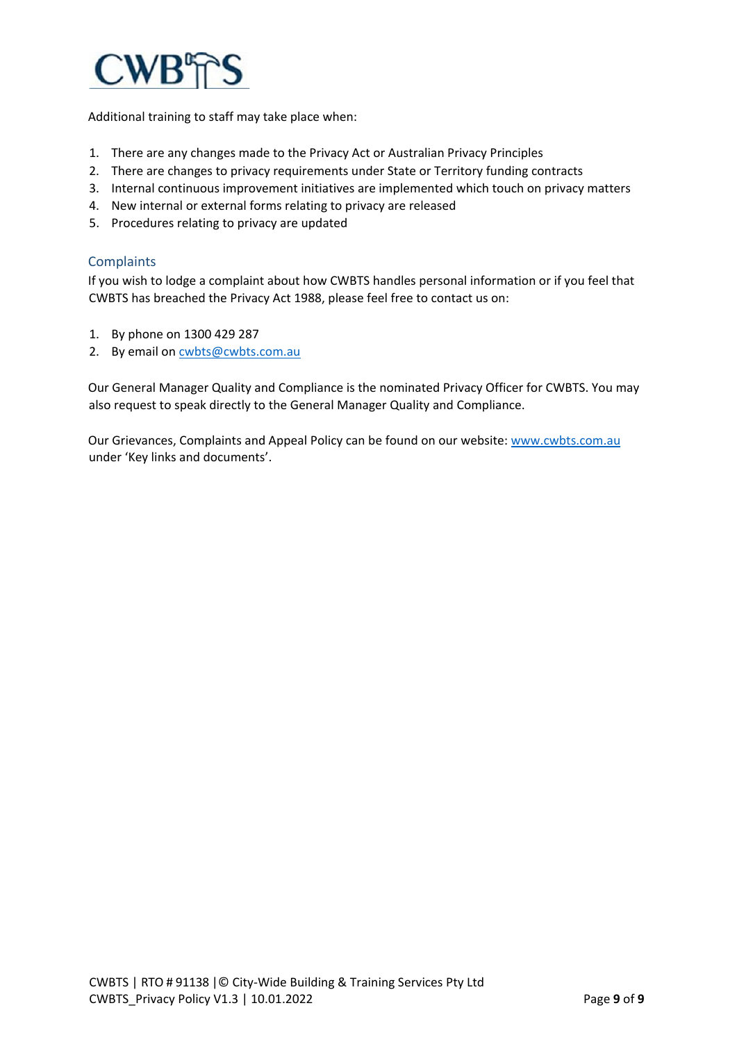Additional training to staff may take place when:

1. There are any changes made to the Privacy Act or Australian Privacy Principles
2. There are changes to privacy requirements under State or Territory funding contracts
3. Internal continuous improvement initiatives are implemented which touch on privacy matters
4. New internal or external forms relating to privacy are released
5. Procedures relating to privacy are updated

## Complaints

If you wish to lodge a complaint about how CWBTS handles personal information or if you feel that CWBTS has breached the Privacy Act 1988, please feel free to contact us on:

1. By phone on 1300 429 287
2. By email on cwbts@cwbts.com.au

Our General Manager Quality and Compliance is the nominated Privacy Officer for CWBTS. You may also request to speak directly to the General Manager Quality and Compliance.

Our Grievances, Complaints and Appeal Policy can be found on our website: www.cwbts.com.au under 'Key links and documents'.